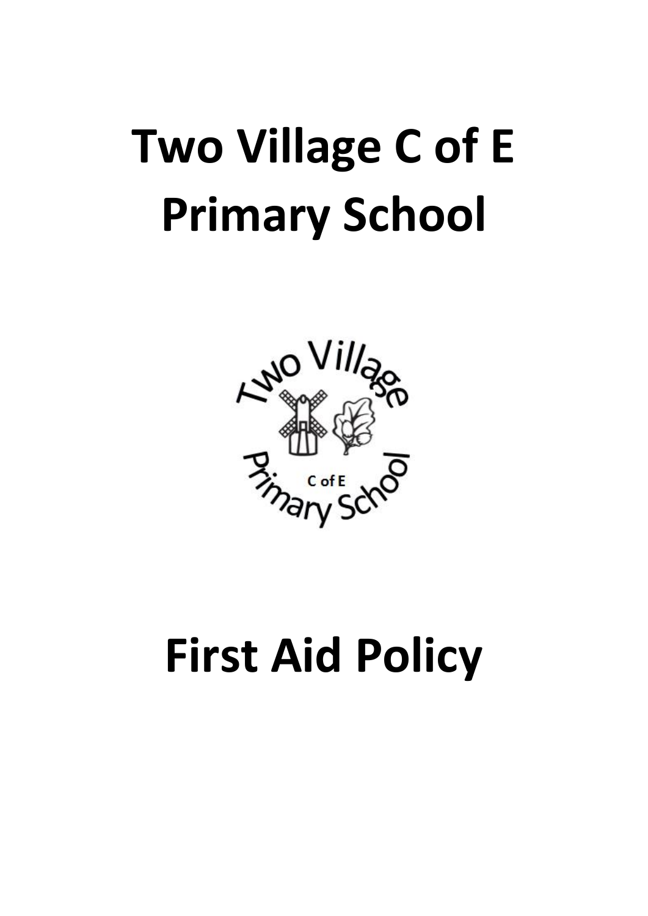# Two Village C of E Primary School

# First Aid Policy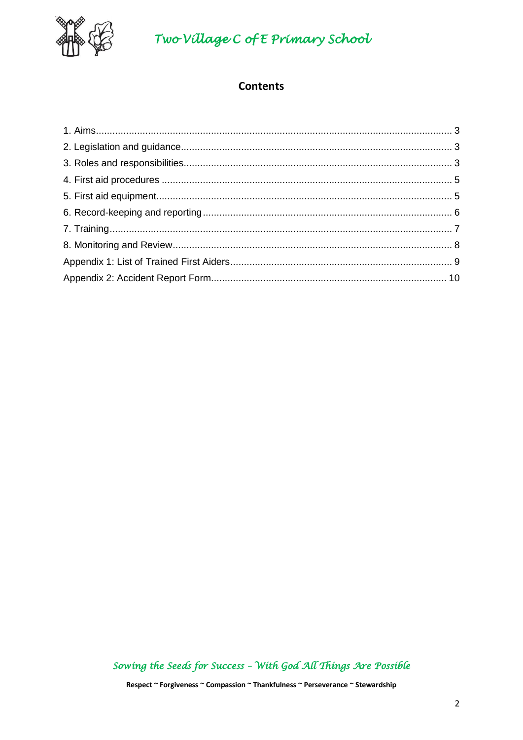## Contents

| | |
|---|---|
| 1. Aims | 3 |
| 2. Legislation and guidance | 3 |
| 3. Roles and responsibilities | 3 |
| 4. First aid procedures | 5 |
| 5. First aid equipment | 5 |
| 6. Record-keeping and reporting | 6 |
| 7. Training | 7 |
| 8. Monitoring and Review | 8 |
| Appendix 1: List of Trained First Aiders | 9 |
| Appendix 2: Accident Report Form | 10 |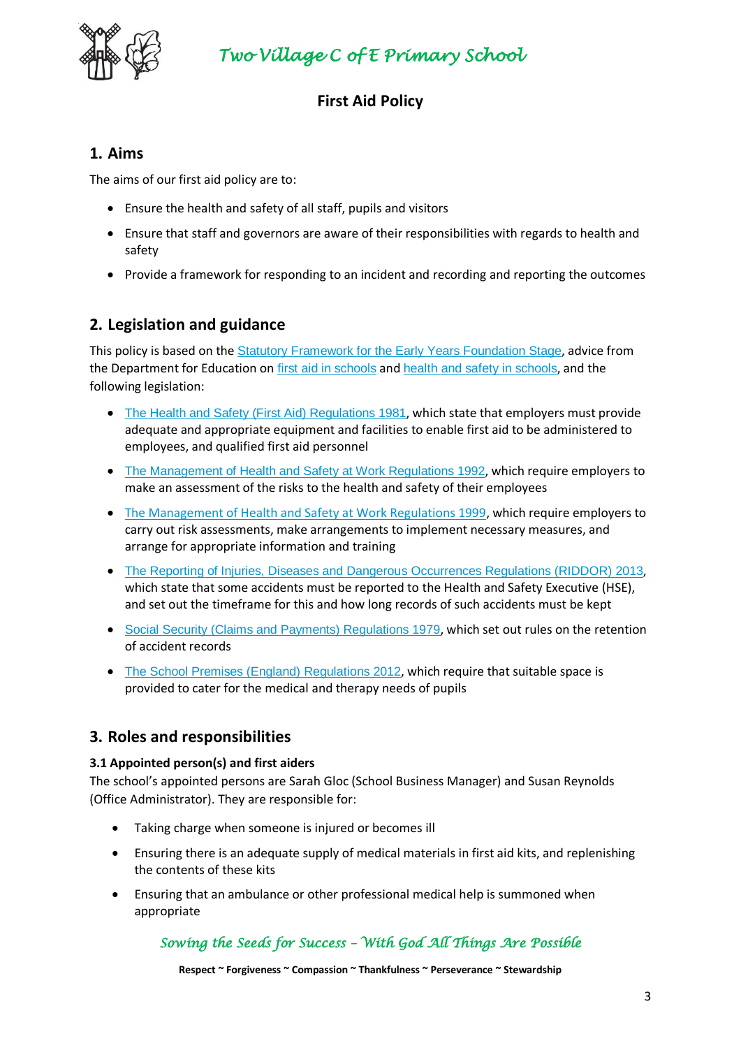## First Aid Policy

## 1. Aims

The aims of our first aid policy are to:

- Ensure the health and safety of all staff, pupils and visitors
- Ensure that staff and governors are aware of their responsibilities with regards to health and safety
- Provide a framework for responding to an incident and recording and reporting the outcomes

## 2. Legislation and guidance

This policy is based on the Statutory Framework for the Early Years Foundation Stage, advice from the Department for Education on first aid in schools and health and safety in schools, and the following legislation:

- The Health and Safety (First Aid) Regulations 1981, which state that employers must provide adequate and appropriate equipment and facilities to enable first aid to be administered to employees, and qualified first aid personnel
- The Management of Health and Safety at Work Regulations 1992, which require employers to make an assessment of the risks to the health and safety of their employees
- The Management of Health and Safety at Work Regulations 1999, which require employers to carry out risk assessments, make arrangements to implement necessary measures, and arrange for appropriate information and training
- The Reporting of Injuries, Diseases and Dangerous Occurrences Regulations (RIDDOR) 2013, which state that some accidents must be reported to the Health and Safety Executive (HSE), and set out the timeframe for this and how long records of such accidents must be kept
- Social Security (Claims and Payments) Regulations 1979, which set out rules on the retention of accident records
- The School Premises (England) Regulations 2012, which require that suitable space is provided to cater for the medical and therapy needs of pupils

## 3. Roles and responsibilities

### 3.1 Appointed person(s) and first aiders

The school's appointed persons are Sarah Gloc (School Business Manager) and Susan Reynolds (Office Administrator). They are responsible for:

- Taking charge when someone is injured or becomes ill
- Ensuring there is an adequate supply of medical materials in first aid kits, and replenishing the contents of these kits
- Ensuring that an ambulance or other professional medical help is summoned when appropriate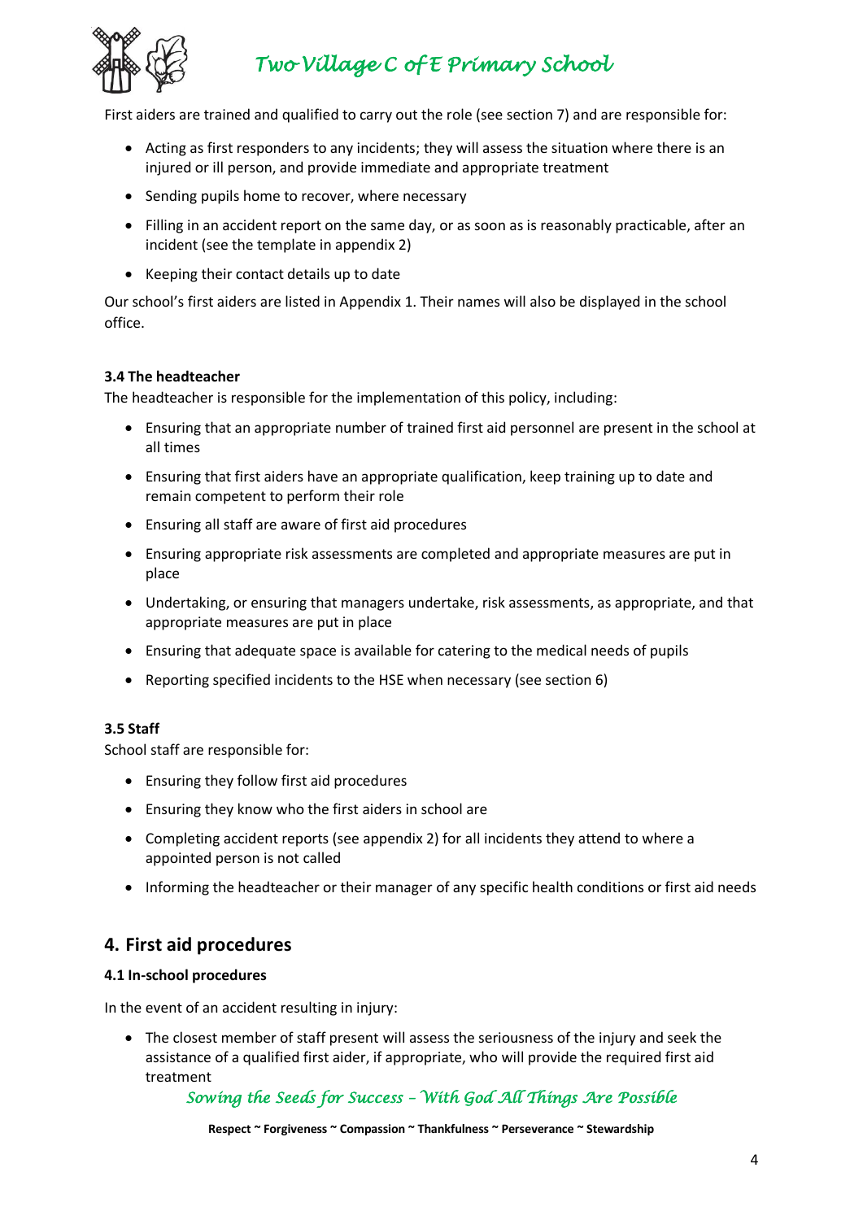First aiders are trained and qualified to carry out the role (see section 7) and are responsible for:

- Acting as first responders to any incidents; they will assess the situation where there is an injured or ill person, and provide immediate and appropriate treatment
- Sending pupils home to recover, where necessary
- Filling in an accident report on the same day, or as soon as is reasonably practicable, after an incident (see the template in appendix 2)
- Keeping their contact details up to date

Our school's first aiders are listed in Appendix 1. Their names will also be displayed in the school office.

### 3.4 The headteacher

The headteacher is responsible for the implementation of this policy, including:

- Ensuring that an appropriate number of trained first aid personnel are present in the school at all times
- Ensuring that first aiders have an appropriate qualification, keep training up to date and remain competent to perform their role
- Ensuring all staff are aware of first aid procedures
- Ensuring appropriate risk assessments are completed and appropriate measures are put in place
- Undertaking, or ensuring that managers undertake, risk assessments, as appropriate, and that appropriate measures are put in place
- Ensuring that adequate space is available for catering to the medical needs of pupils
- Reporting specified incidents to the HSE when necessary (see section 6)

### 3.5 Staff

School staff are responsible for:

- Ensuring they follow first aid procedures
- Ensuring they know who the first aiders in school are
- Completing accident reports (see appendix 2) for all incidents they attend to where a appointed person is not called
- Informing the headteacher or their manager of any specific health conditions or first aid needs

## 4. First aid procedures

### 4.1 In-school procedures

In the event of an accident resulting in injury:

- The closest member of staff present will assess the seriousness of the injury and seek the assistance of a qualified first aider, if appropriate, who will provide the required first aid treatment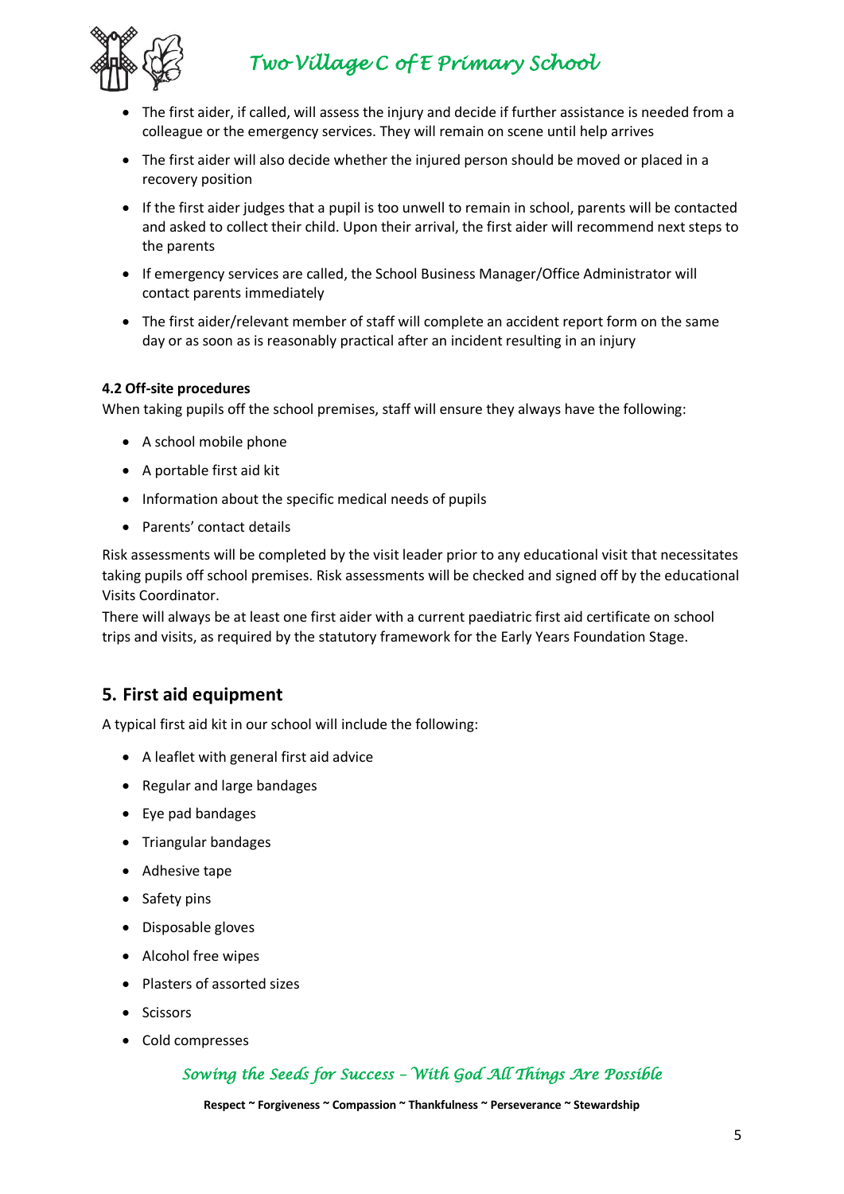- The first aider, if called, will assess the injury and decide if further assistance is needed from a colleague or the emergency services. They will remain on scene until help arrives
- The first aider will also decide whether the injured person should be moved or placed in a recovery position
- If the first aider judges that a pupil is too unwell to remain in school, parents will be contacted and asked to collect their child. Upon their arrival, the first aider will recommend next steps to the parents
- If emergency services are called, the School Business Manager/Office Administrator will contact parents immediately
- The first aider/relevant member of staff will complete an accident report form on the same day or as soon as is reasonably practical after an incident resulting in an injury

**4.2 Off-site procedures**

When taking pupils off the school premises, staff will ensure they always have the following:

- A school mobile phone
- A portable first aid kit
- Information about the specific medical needs of pupils
- Parents' contact details

Risk assessments will be completed by the visit leader prior to any educational visit that necessitates taking pupils off school premises. Risk assessments will be checked and signed off by the educational Visits Coordinator.

There will always be at least one first aider with a current paediatric first aid certificate on school trips and visits, as required by the statutory framework for the Early Years Foundation Stage.

## 5. First aid equipment

A typical first aid kit in our school will include the following:

- A leaflet with general first aid advice
- Regular and large bandages
- Eye pad bandages
- Triangular bandages
- Adhesive tape
- Safety pins
- Disposable gloves
- Alcohol free wipes
- Plasters of assorted sizes
- Scissors
- Cold compresses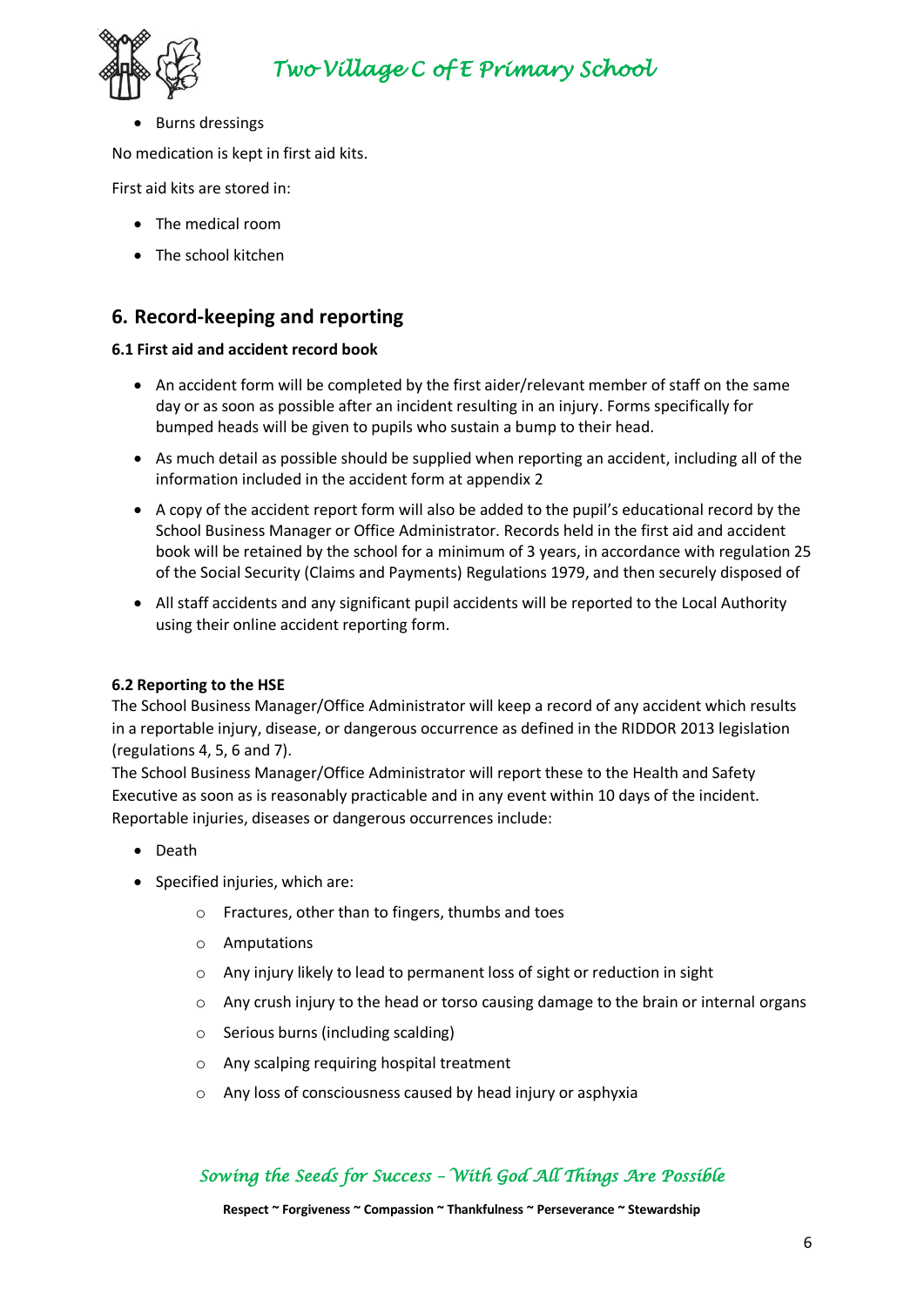- Burns dressings

No medication is kept in first aid kits.

First aid kits are stored in:

- The medical room
- The school kitchen

## 6. Record-keeping and reporting

**6.1 First aid and accident record book**

- An accident form will be completed by the first aider/relevant member of staff on the same day or as soon as possible after an incident resulting in an injury. Forms specifically for bumped heads will be given to pupils who sustain a bump to their head.
- As much detail as possible should be supplied when reporting an accident, including all of the information included in the accident form at appendix 2
- A copy of the accident report form will also be added to the pupil's educational record by the School Business Manager or Office Administrator. Records held in the first aid and accident book will be retained by the school for a minimum of 3 years, in accordance with regulation 25 of the Social Security (Claims and Payments) Regulations 1979, and then securely disposed of
- All staff accidents and any significant pupil accidents will be reported to the Local Authority using their online accident reporting form.

**6.2 Reporting to the HSE**

The School Business Manager/Office Administrator will keep a record of any accident which results in a reportable injury, disease, or dangerous occurrence as defined in the RIDDOR 2013 legislation (regulations 4, 5, 6 and 7).

The School Business Manager/Office Administrator will report these to the Health and Safety Executive as soon as is reasonably practicable and in any event within 10 days of the incident. Reportable injuries, diseases or dangerous occurrences include:

- Death
- Specified injuries, which are:
  - Fractures, other than to fingers, thumbs and toes
  - Amputations
  - Any injury likely to lead to permanent loss of sight or reduction in sight
  - Any crush injury to the head or torso causing damage to the brain or internal organs
  - Serious burns (including scalding)
  - Any scalping requiring hospital treatment
  - Any loss of consciousness caused by head injury or asphyxia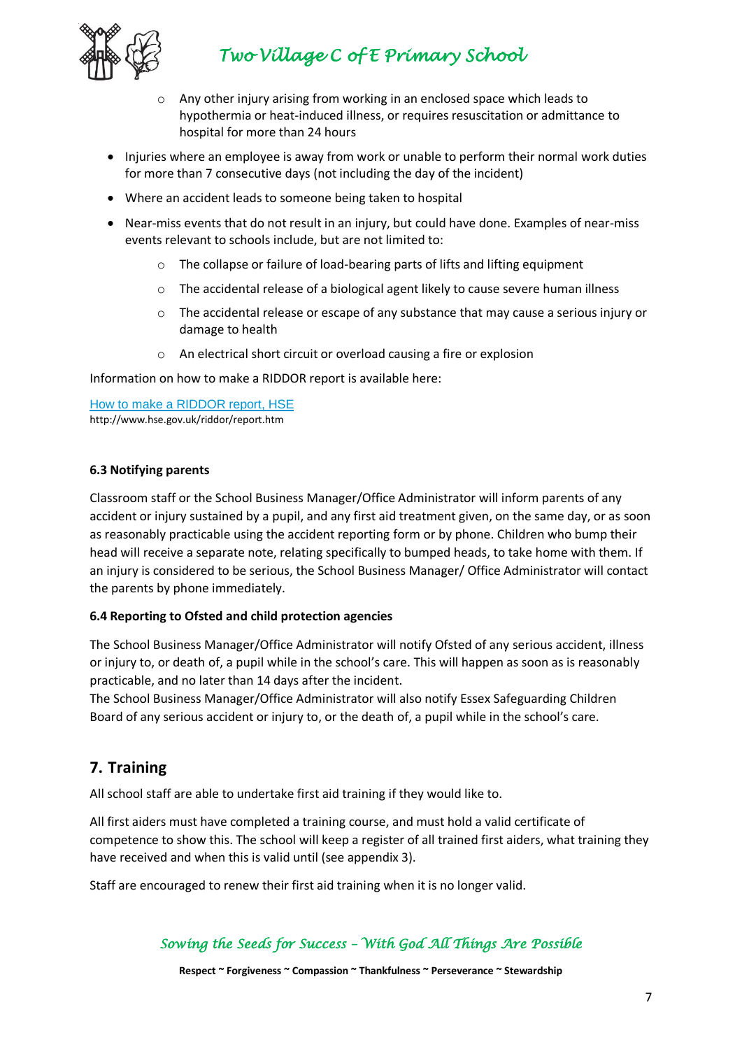- Any other injury arising from working in an enclosed space which leads to hypothermia or heat-induced illness, or requires resuscitation or admittance to hospital for more than 24 hours
- Injuries where an employee is away from work or unable to perform their normal work duties for more than 7 consecutive days (not including the day of the incident)
- Where an accident leads to someone being taken to hospital
- Near-miss events that do not result in an injury, but could have done. Examples of near-miss events relevant to schools include, but are not limited to:
  - The collapse or failure of load-bearing parts of lifts and lifting equipment
  - The accidental release of a biological agent likely to cause severe human illness
  - The accidental release or escape of any substance that may cause a serious injury or damage to health
  - An electrical short circuit or overload causing a fire or explosion

Information on how to make a RIDDOR report is available here:

[How to make a RIDDOR report, HSE](http://www.hse.gov.uk/riddor/report.htm)
http://www.hse.gov.uk/riddor/report.htm

**6.3 Notifying parents**

Classroom staff or the School Business Manager/Office Administrator will inform parents of any accident or injury sustained by a pupil, and any first aid treatment given, on the same day, or as soon as reasonably practicable using the accident reporting form or by phone. Children who bump their head will receive a separate note, relating specifically to bumped heads, to take home with them. If an injury is considered to be serious, the School Business Manager/ Office Administrator will contact the parents by phone immediately.

**6.4 Reporting to Ofsted and child protection agencies**

The School Business Manager/Office Administrator will notify Ofsted of any serious accident, illness or injury to, or death of, a pupil while in the school's care. This will happen as soon as is reasonably practicable, and no later than 14 days after the incident.
The School Business Manager/Office Administrator will also notify Essex Safeguarding Children Board of any serious accident or injury to, or the death of, a pupil while in the school's care.

## 7. Training

All school staff are able to undertake first aid training if they would like to.

All first aiders must have completed a training course, and must hold a valid certificate of competence to show this. The school will keep a register of all trained first aiders, what training they have received and when this is valid until (see appendix 3).

Staff are encouraged to renew their first aid training when it is no longer valid.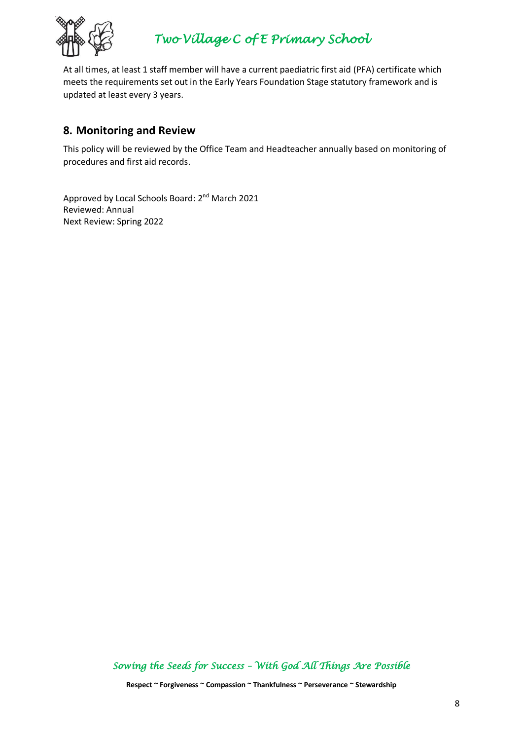At all times, at least 1 staff member will have a current paediatric first aid (PFA) certificate which meets the requirements set out in the Early Years Foundation Stage statutory framework and is updated at least every 3 years.

## 8. Monitoring and Review

This policy will be reviewed by the Office Team and Headteacher annually based on monitoring of procedures and first aid records.

Approved by Local Schools Board: 2nd March 2021
Reviewed: Annual
Next Review: Spring 2022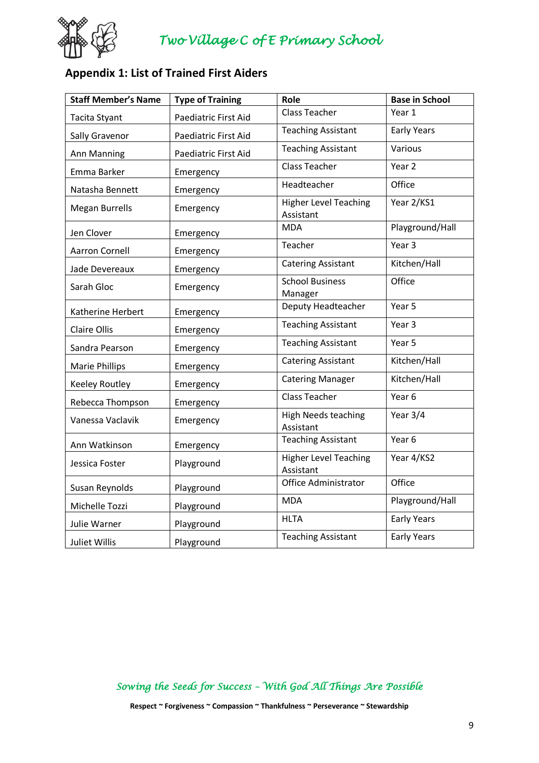## Appendix 1: List of Trained First Aiders

| Staff Member's Name | Type of Training | Role | Base in School |
|---|---|---|---|
| Tacita Styant | Paediatric First Aid | Class Teacher | Year 1 |
| Sally Gravenor | Paediatric First Aid | Teaching Assistant | Early Years |
| Ann Manning | Paediatric First Aid | Teaching Assistant | Various |
| Emma Barker | Emergency | Class Teacher | Year 2 |
| Natasha Bennett | Emergency | Headteacher | Office |
| Megan Burrells | Emergency | Higher Level Teaching Assistant | Year 2/KS1 |
| Jen Clover | Emergency | MDA | Playground/Hall |
| Aarron Cornell | Emergency | Teacher | Year 3 |
| Jade Devereaux | Emergency | Catering Assistant | Kitchen/Hall |
| Sarah Gloc | Emergency | School Business Manager | Office |
| Katherine Herbert | Emergency | Deputy Headteacher | Year 5 |
| Claire Ollis | Emergency | Teaching Assistant | Year 3 |
| Sandra Pearson | Emergency | Teaching Assistant | Year 5 |
| Marie Phillips | Emergency | Catering Assistant | Kitchen/Hall |
| Keeley Routley | Emergency | Catering Manager | Kitchen/Hall |
| Rebecca Thompson | Emergency | Class Teacher | Year 6 |
| Vanessa Vaclavik | Emergency | High Needs teaching Assistant | Year 3/4 |
| Ann Watkinson | Emergency | Teaching Assistant | Year 6 |
| Jessica Foster | Playground | Higher Level Teaching Assistant | Year 4/KS2 |
| Susan Reynolds | Playground | Office Administrator | Office |
| Michelle Tozzi | Playground | MDA | Playground/Hall |
| Julie Warner | Playground | HLTA | Early Years |
| Juliet Willis | Playground | Teaching Assistant | Early Years |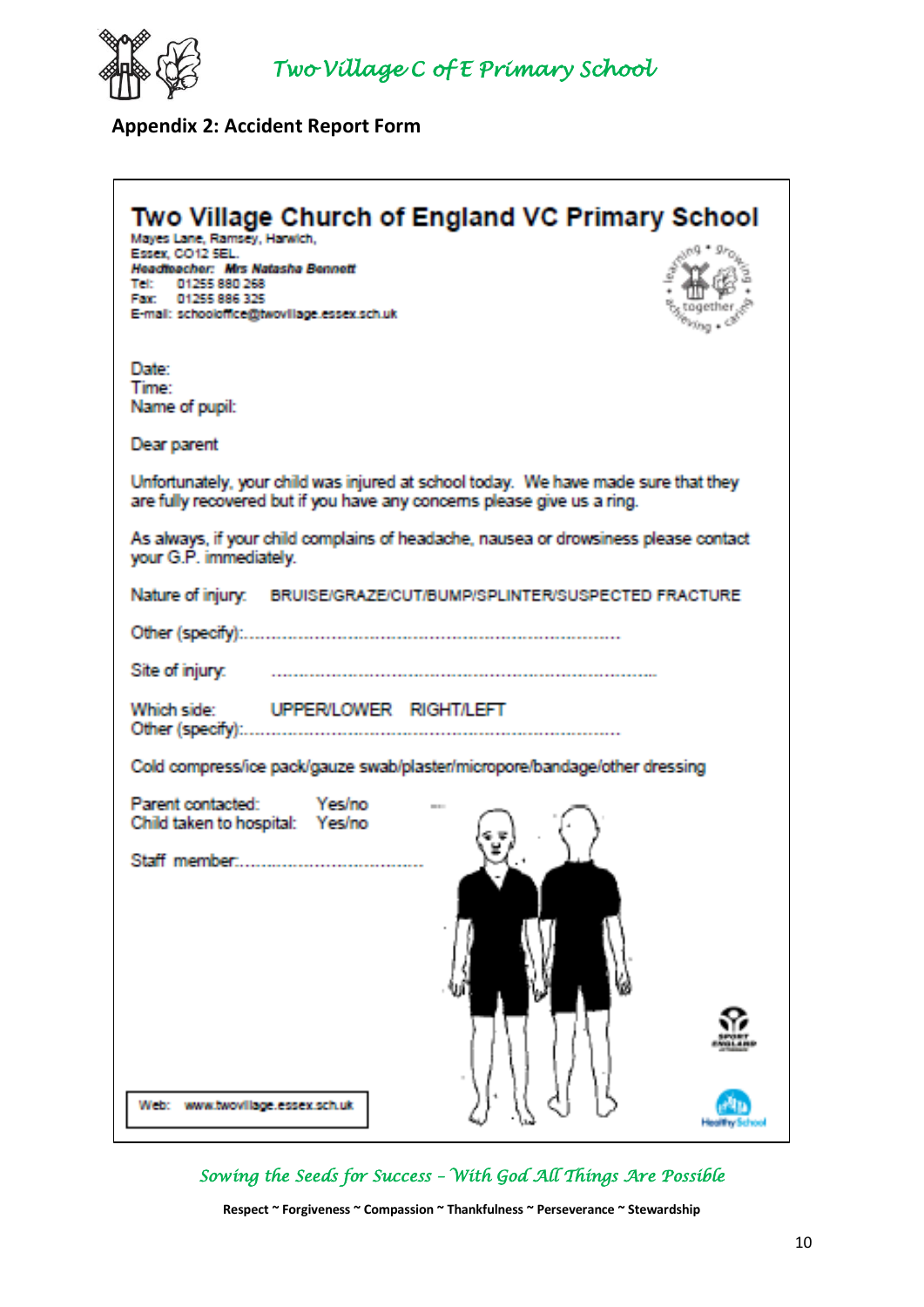## Appendix 2: Accident Report Form

# Two Village Church of England VC Primary School

Mayes Lane, Ramsey, Harwich,
Essex, CO12 5EL.
**Headteacher: Mrs Natasha Bennett**
Tel: 01255 880 268
Fax: 01255 886 325
E-mail: schooloffice@twovillage.essex.sch.uk

Date:
Time:
Name of pupil:

Dear parent

Unfortunately, your child was injured at school today. We have made sure that they are fully recovered but if you have any concerns please give us a ring.

As always, if your child complains of headache, nausea or drowsiness please contact your G.P. immediately.

Nature of injury: BRUISE/GRAZE/CUT/BUMP/SPLINTER/SUSPECTED FRACTURE

Other (specify):.......................................................................

Site of injury: .........................................................................

Which side: UPPER/LOWER RIGHT/LEFT
Other (specify):.......................................................................

Cold compress/ice pack/gauze swab/plaster/micropore/bandage/other dressing

Parent contacted: Yes/no
Child taken to hospital: Yes/no

Staff member:....................................

Web: www.twovillage.essex.sch.uk

*Sowing the Seeds for Success – With God All Things Are Possible*

**Respect ~ Forgiveness ~ Compassion ~ Thankfulness ~ Perseverance ~ Stewardship**